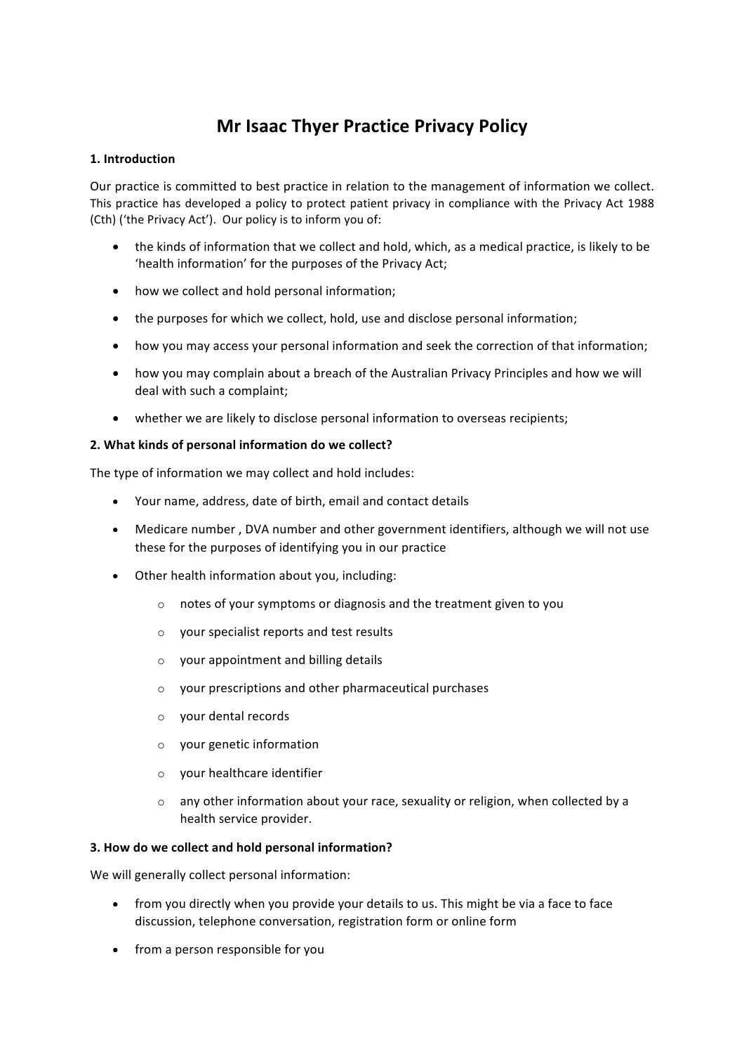# Mr Isaac Thyer Practice Privacy Policy

**1. Introduction**

Our practice is committed to best practice in relation to the management of information we collect. This practice has developed a policy to protect patient privacy in compliance with the Privacy Act 1988 (Cth) ('the Privacy Act'). Our policy is to inform you of:

- the kinds of information that we collect and hold, which, as a medical practice, is likely to be 'health information' for the purposes of the Privacy Act;
- how we collect and hold personal information;
- the purposes for which we collect, hold, use and disclose personal information;
- how you may access your personal information and seek the correction of that information;
- how you may complain about a breach of the Australian Privacy Principles and how we will deal with such a complaint;
- whether we are likely to disclose personal information to overseas recipients;

**2. What kinds of personal information do we collect?**

The type of information we may collect and hold includes:

- Your name, address, date of birth, email and contact details
- Medicare number , DVA number and other government identifiers, although we will not use these for the purposes of identifying you in our practice
- Other health information about you, including:
  - notes of your symptoms or diagnosis and the treatment given to you
  - your specialist reports and test results
  - your appointment and billing details
  - your prescriptions and other pharmaceutical purchases
  - your dental records
  - your genetic information
  - your healthcare identifier
  - any other information about your race, sexuality or religion, when collected by a health service provider.

**3. How do we collect and hold personal information?**

We will generally collect personal information:

- from you directly when you provide your details to us. This might be via a face to face discussion, telephone conversation, registration form or online form
- from a person responsible for you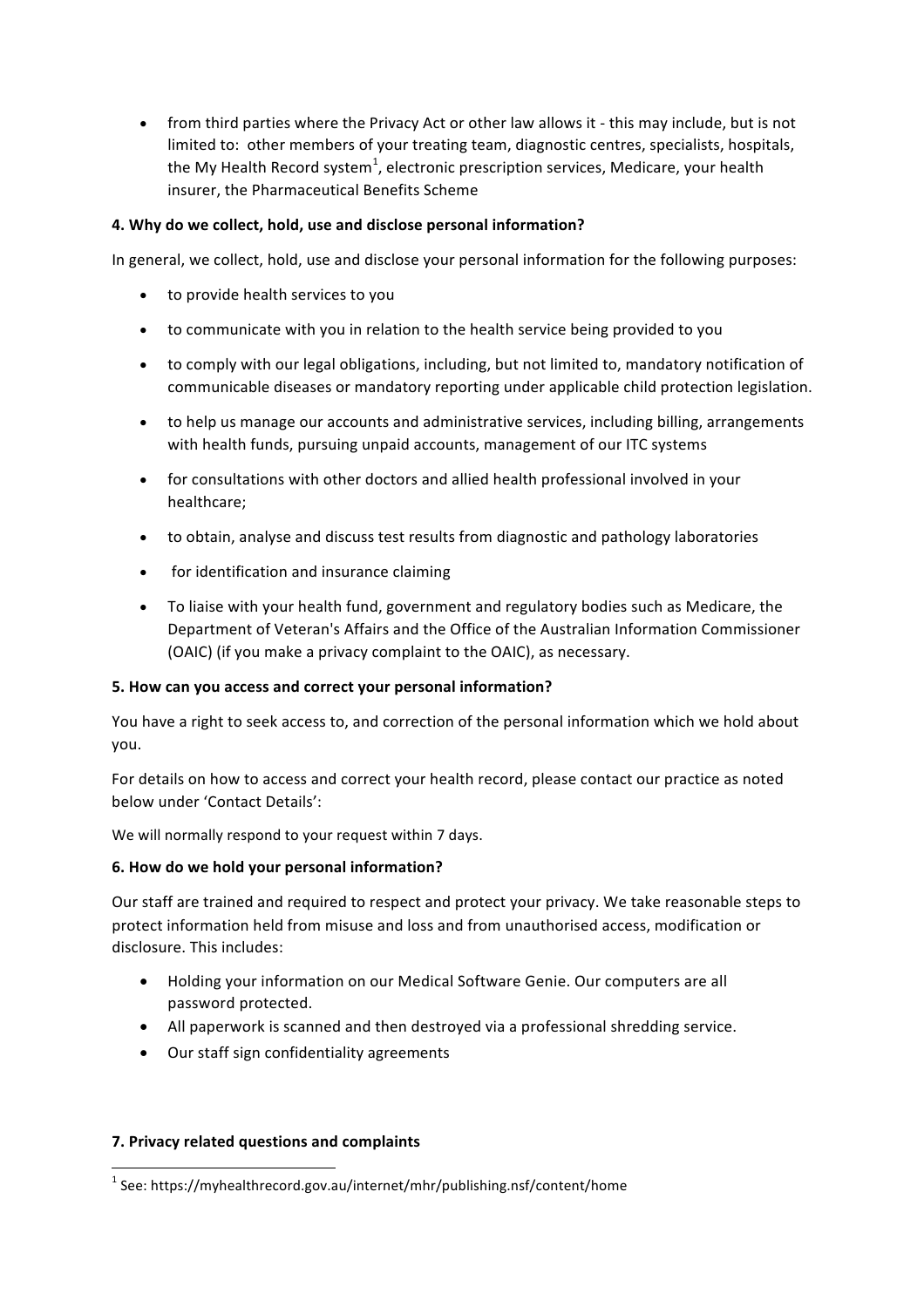- from third parties where the Privacy Act or other law allows it - this may include, but is not limited to: other members of your treating team, diagnostic centres, specialists, hospitals, the My Health Record system[1], electronic prescription services, Medicare, your health insurer, the Pharmaceutical Benefits Scheme

**4. Why do we collect, hold, use and disclose personal information?**

In general, we collect, hold, use and disclose your personal information for the following purposes:

- to provide health services to you
- to communicate with you in relation to the health service being provided to you
- to comply with our legal obligations, including, but not limited to, mandatory notification of communicable diseases or mandatory reporting under applicable child protection legislation.
- to help us manage our accounts and administrative services, including billing, arrangements with health funds, pursuing unpaid accounts, management of our ITC systems
- for consultations with other doctors and allied health professional involved in your healthcare;
- to obtain, analyse and discuss test results from diagnostic and pathology laboratories
- for identification and insurance claiming
- To liaise with your health fund, government and regulatory bodies such as Medicare, the Department of Veteran's Affairs and the Office of the Australian Information Commissioner (OAIC) (if you make a privacy complaint to the OAIC), as necessary.

**5. How can you access and correct your personal information?**

You have a right to seek access to, and correction of the personal information which we hold about you.

For details on how to access and correct your health record, please contact our practice as noted below under 'Contact Details':

We will normally respond to your request within 7 days.

**6. How do we hold your personal information?**

Our staff are trained and required to respect and protect your privacy. We take reasonable steps to protect information held from misuse and loss and from unauthorised access, modification or disclosure. This includes:

- Holding your information on our Medical Software Genie. Our computers are all password protected.
- All paperwork is scanned and then destroyed via a professional shredding service.
- Our staff sign confidentiality agreements

**7. Privacy related questions and complaints**

[1] See: https://myhealthrecord.gov.au/internet/mhr/publishing.nsf/content/home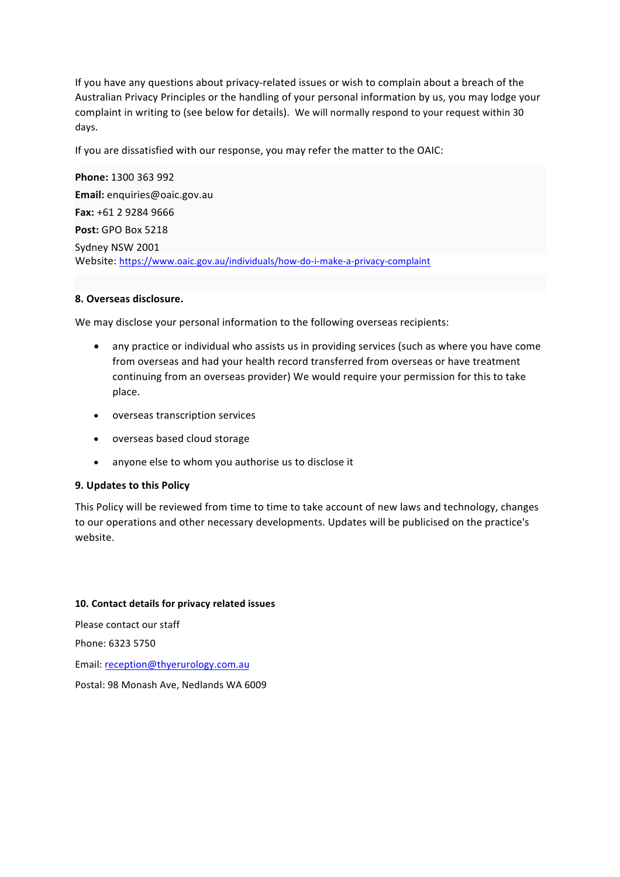If you have any questions about privacy-related issues or wish to complain about a breach of the Australian Privacy Principles or the handling of your personal information by us, you may lodge your complaint in writing to (see below for details). We will normally respond to your request within 30 days.

If you are dissatisfied with our response, you may refer the matter to the OAIC:

**Phone:** 1300 363 992

**Email:** enquiries@oaic.gov.au

**Fax:** +61 2 9284 9666

**Post:** GPO Box 5218

Sydney NSW 2001

Website: https://www.oaic.gov.au/individuals/how-do-i-make-a-privacy-complaint

**8. Overseas disclosure.**

We may disclose your personal information to the following overseas recipients:

- any practice or individual who assists us in providing services (such as where you have come from overseas and had your health record transferred from overseas or have treatment continuing from an overseas provider) We would require your permission for this to take place.
- overseas transcription services
- overseas based cloud storage
- anyone else to whom you authorise us to disclose it

**9. Updates to this Policy**

This Policy will be reviewed from time to time to take account of new laws and technology, changes to our operations and other necessary developments. Updates will be publicised on the practice's website.

**10. Contact details for privacy related issues**

Please contact our staff

Phone: 6323 5750

Email: reception@thyerurology.com.au

Postal: 98 Monash Ave, Nedlands WA 6009